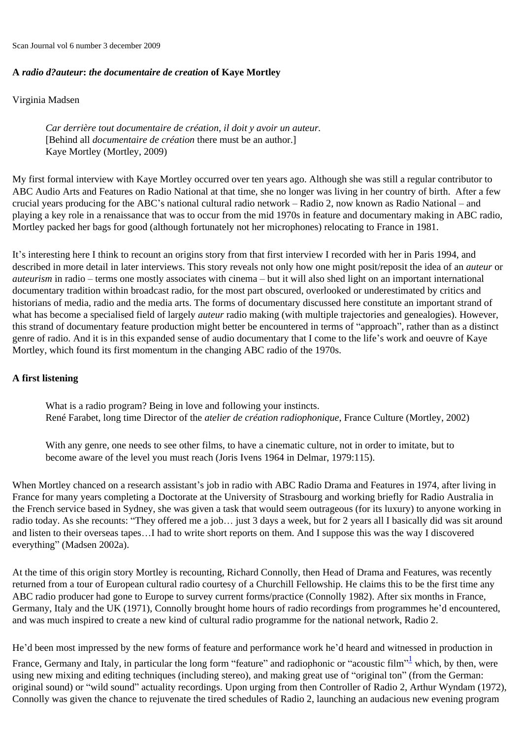Scan Journal vol 6 number 3 december 2009

**A *radio d?auteur*: *the documentaire de creation* of Kaye Mortley**

Virginia Madsen

> *Car derrière tout documentaire de création, il doit y avoir un auteur.*
> [Behind all *documentaire de création* there must be an author.]
> Kaye Mortley (Mortley, 2009)

My first formal interview with Kaye Mortley occurred over ten years ago. Although she was still a regular contributor to ABC Audio Arts and Features on Radio National at that time, she no longer was living in her country of birth. After a few crucial years producing for the ABC's national cultural radio network – Radio 2, now known as Radio National – and playing a key role in a renaissance that was to occur from the mid 1970s in feature and documentary making in ABC radio, Mortley packed her bags for good (although fortunately not her microphones) relocating to France in 1981.

It's interesting here I think to recount an origins story from that first interview I recorded with her in Paris 1994, and described in more detail in later interviews. This story reveals not only how one might posit/reposit the idea of an *auteur* or *auteurism* in radio – terms one mostly associates with cinema – but it will also shed light on an important international documentary tradition within broadcast radio, for the most part obscured, overlooked or underestimated by critics and historians of media, radio and the media arts. The forms of documentary discussed here constitute an important strand of what has become a specialised field of largely *auteur* radio making (with multiple trajectories and genealogies). However, this strand of documentary feature production might better be encountered in terms of "approach", rather than as a distinct genre of radio. And it is in this expanded sense of audio documentary that I come to the life's work and oeuvre of Kaye Mortley, which found its first momentum in the changing ABC radio of the 1970s.

**A first listening**

> What is a radio program? Being in love and following your instincts.
> René Farabet, long time Director of the *atelier de création radiophonique*, France Culture (Mortley, 2002)

> With any genre, one needs to see other films, to have a cinematic culture, not in order to imitate, but to become aware of the level you must reach (Joris Ivens 1964 in Delmar, 1979:115).

When Mortley chanced on a research assistant's job in radio with ABC Radio Drama and Features in 1974, after living in France for many years completing a Doctorate at the University of Strasbourg and working briefly for Radio Australia in the French service based in Sydney, she was given a task that would seem outrageous (for its luxury) to anyone working in radio today. As she recounts: "They offered me a job… just 3 days a week, but for 2 years all I basically did was sit around and listen to their overseas tapes…I had to write short reports on them. And I suppose this was the way I discovered everything" (Madsen 2002a).

At the time of this origin story Mortley is recounting, Richard Connolly, then Head of Drama and Features, was recently returned from a tour of European cultural radio courtesy of a Churchill Fellowship. He claims this to be the first time any ABC radio producer had gone to Europe to survey current forms/practice (Connolly 1982). After six months in France, Germany, Italy and the UK (1971), Connolly brought home hours of radio recordings from programmes he'd encountered, and was much inspired to create a new kind of cultural radio programme for the national network, Radio 2.

He'd been most impressed by the new forms of feature and performance work he'd heard and witnessed in production in France, Germany and Italy, in particular the long form "feature" and radiophonic or "acoustic film"[1] which, by then, were using new mixing and editing techniques (including stereo), and making great use of "original ton" (from the German: original sound) or "wild sound" actuality recordings. Upon urging from then Controller of Radio 2, Arthur Wyndam (1972), Connolly was given the chance to rejuvenate the tired schedules of Radio 2, launching an audacious new evening program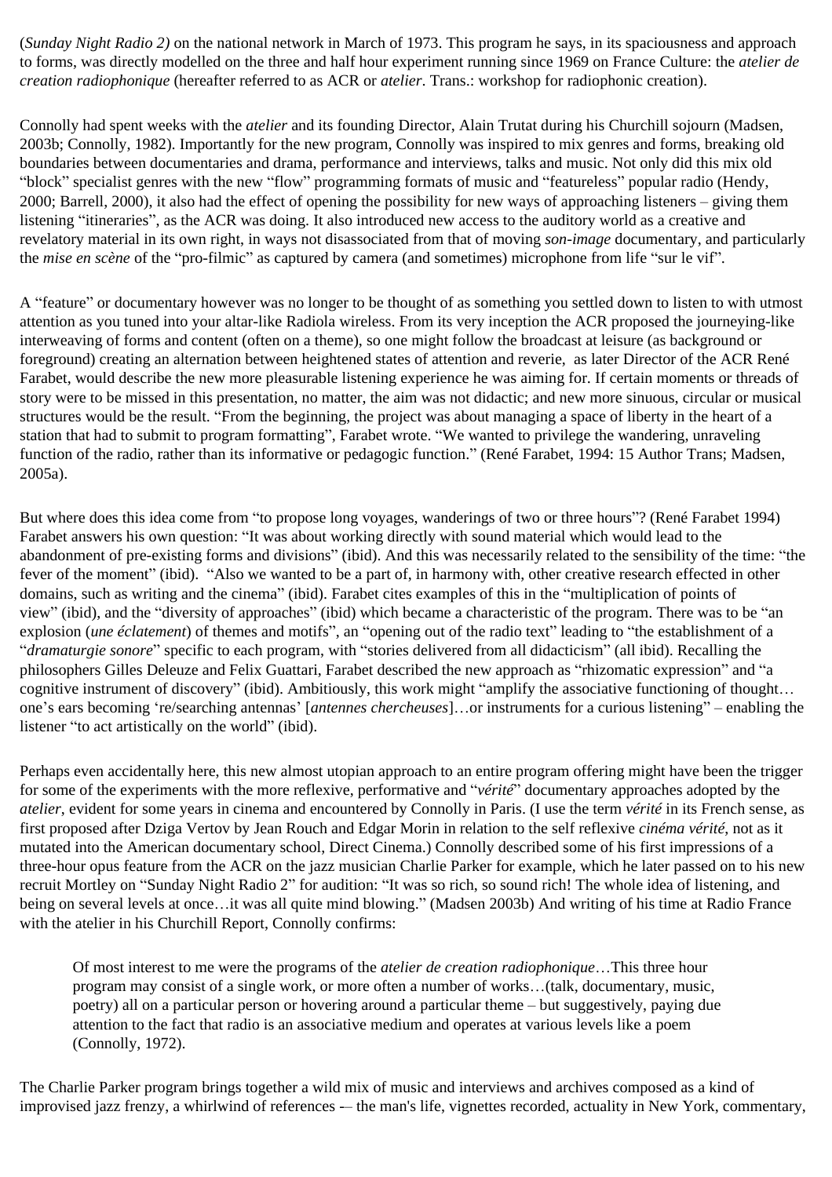(*Sunday Night Radio 2)* on the national network in March of 1973. This program he says, in its spaciousness and approach to forms, was directly modelled on the three and half hour experiment running since 1969 on France Culture: the *atelier de creation radiophonique* (hereafter referred to as ACR or *atelier*. Trans.: workshop for radiophonic creation).

Connolly had spent weeks with the *atelier* and its founding Director, Alain Trutat during his Churchill sojourn (Madsen, 2003b; Connolly, 1982). Importantly for the new program, Connolly was inspired to mix genres and forms, breaking old boundaries between documentaries and drama, performance and interviews, talks and music. Not only did this mix old "block" specialist genres with the new "flow" programming formats of music and "featureless" popular radio (Hendy, 2000; Barrell, 2000), it also had the effect of opening the possibility for new ways of approaching listeners – giving them listening "itineraries", as the ACR was doing. It also introduced new access to the auditory world as a creative and revelatory material in its own right, in ways not disassociated from that of moving *son-image* documentary, and particularly the *mise en scène* of the "pro-filmic" as captured by camera (and sometimes) microphone from life "sur le vif".

A "feature" or documentary however was no longer to be thought of as something you settled down to listen to with utmost attention as you tuned into your altar-like Radiola wireless. From its very inception the ACR proposed the journeying-like interweaving of forms and content (often on a theme), so one might follow the broadcast at leisure (as background or foreground) creating an alternation between heightened states of attention and reverie, as later Director of the ACR René Farabet, would describe the new more pleasurable listening experience he was aiming for. If certain moments or threads of story were to be missed in this presentation, no matter, the aim was not didactic; and new more sinuous, circular or musical structures would be the result. "From the beginning, the project was about managing a space of liberty in the heart of a station that had to submit to program formatting", Farabet wrote. "We wanted to privilege the wandering, unraveling function of the radio, rather than its informative or pedagogic function." (René Farabet, 1994: 15 Author Trans; Madsen, 2005a).

But where does this idea come from "to propose long voyages, wanderings of two or three hours"? (René Farabet 1994) Farabet answers his own question: "It was about working directly with sound material which would lead to the abandonment of pre-existing forms and divisions" (ibid). And this was necessarily related to the sensibility of the time: "the fever of the moment" (ibid). "Also we wanted to be a part of, in harmony with, other creative research effected in other domains, such as writing and the cinema" (ibid). Farabet cites examples of this in the "multiplication of points of view" (ibid), and the "diversity of approaches" (ibid) which became a characteristic of the program. There was to be "an explosion (*une éclatement*) of themes and motifs", an "opening out of the radio text" leading to "the establishment of a "*dramaturgie sonore*" specific to each program, with "stories delivered from all didacticism" (all ibid). Recalling the philosophers Gilles Deleuze and Felix Guattari, Farabet described the new approach as "rhizomatic expression" and "a cognitive instrument of discovery" (ibid). Ambitiously, this work might "amplify the associative functioning of thought… one's ears becoming 're/searching antennas' [*antennes chercheuses*]…or instruments for a curious listening" – enabling the listener "to act artistically on the world" (ibid).

Perhaps even accidentally here, this new almost utopian approach to an entire program offering might have been the trigger for some of the experiments with the more reflexive, performative and "*vérité*" documentary approaches adopted by the *atelier*, evident for some years in cinema and encountered by Connolly in Paris. (I use the term *vérité* in its French sense, as first proposed after Dziga Vertov by Jean Rouch and Edgar Morin in relation to the self reflexive *cinéma vérité*, not as it mutated into the American documentary school, Direct Cinema.) Connolly described some of his first impressions of a three-hour opus feature from the ACR on the jazz musician Charlie Parker for example, which he later passed on to his new recruit Mortley on "Sunday Night Radio 2" for audition: "It was so rich, so sound rich! The whole idea of listening, and being on several levels at once…it was all quite mind blowing." (Madsen 2003b) And writing of his time at Radio France with the atelier in his Churchill Report, Connolly confirms:

> Of most interest to me were the programs of the *atelier de creation radiophonique*…This three hour program may consist of a single work, or more often a number of works…(talk, documentary, music, poetry) all on a particular person or hovering around a particular theme – but suggestively, paying due attention to the fact that radio is an associative medium and operates at various levels like a poem (Connolly, 1972).

The Charlie Parker program brings together a wild mix of music and interviews and archives composed as a kind of improvised jazz frenzy, a whirlwind of references -– the man's life, vignettes recorded, actuality in New York, commentary,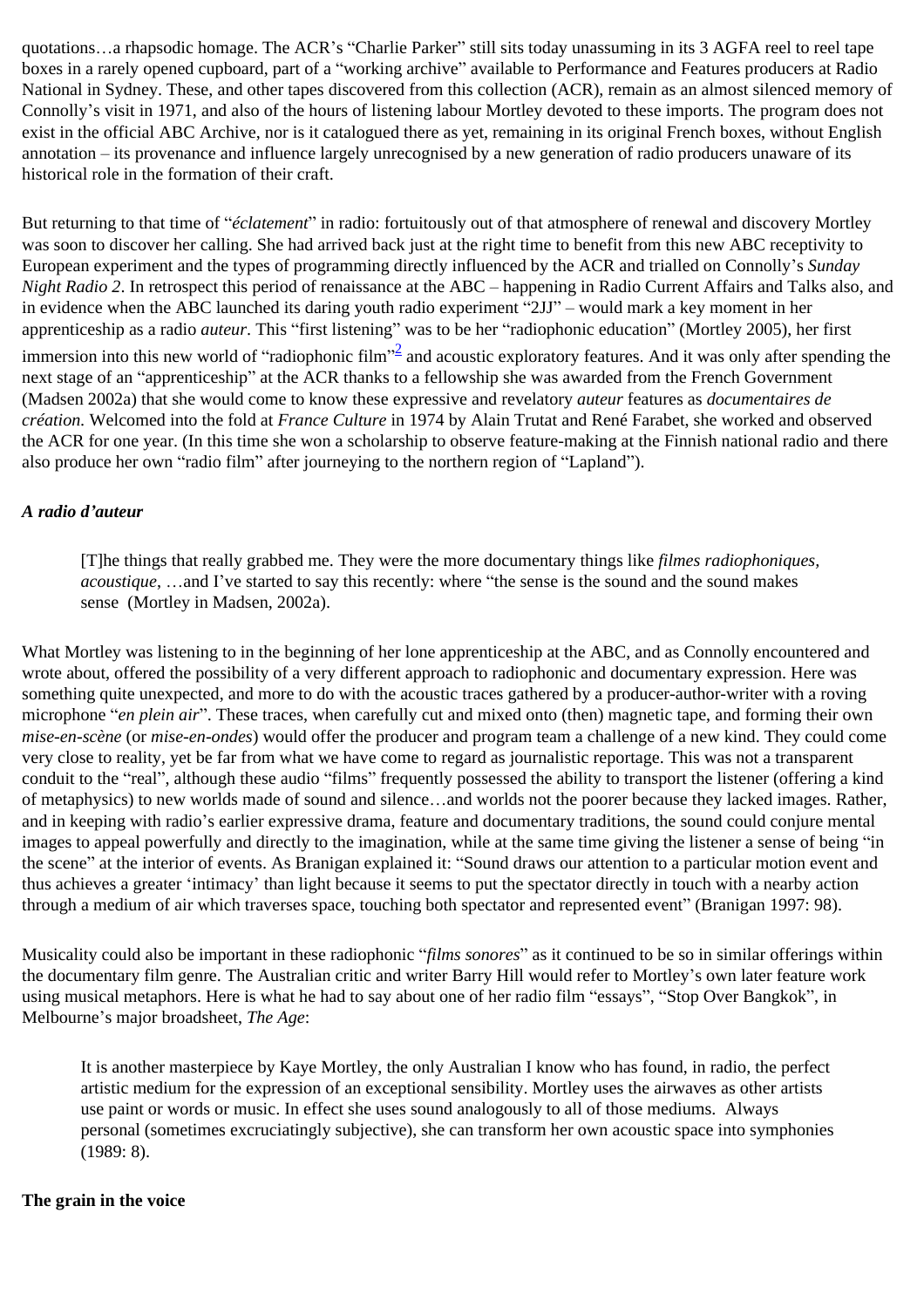quotations…a rhapsodic homage. The ACR's "Charlie Parker" still sits today unassuming in its 3 AGFA reel to reel tape boxes in a rarely opened cupboard, part of a "working archive" available to Performance and Features producers at Radio National in Sydney. These, and other tapes discovered from this collection (ACR), remain as an almost silenced memory of Connolly's visit in 1971, and also of the hours of listening labour Mortley devoted to these imports. The program does not exist in the official ABC Archive, nor is it catalogued there as yet, remaining in its original French boxes, without English annotation – its provenance and influence largely unrecognised by a new generation of radio producers unaware of its historical role in the formation of their craft.

But returning to that time of "*éclatement*" in radio: fortuitously out of that atmosphere of renewal and discovery Mortley was soon to discover her calling. She had arrived back just at the right time to benefit from this new ABC receptivity to European experiment and the types of programming directly influenced by the ACR and trialled on Connolly's *Sunday Night Radio 2*. In retrospect this period of renaissance at the ABC – happening in Radio Current Affairs and Talks also, and in evidence when the ABC launched its daring youth radio experiment "2JJ" – would mark a key moment in her apprenticeship as a radio *auteur*. This "first listening" was to be her "radiophonic education" (Mortley 2005), her first immersion into this new world of "radiophonic film"[2] and acoustic exploratory features. And it was only after spending the next stage of an "apprenticeship" at the ACR thanks to a fellowship she was awarded from the French Government (Madsen 2002a) that she would come to know these expressive and revelatory *auteur* features as *documentaires de création*. Welcomed into the fold at *France Culture* in 1974 by Alain Trutat and René Farabet, she worked and observed the ACR for one year. (In this time she won a scholarship to observe feature-making at the Finnish national radio and there also produce her own "radio film" after journeying to the northern region of "Lapland").

### *A radio d'auteur*

> [T]he things that really grabbed me. They were the more documentary things like *filmes radiophoniques*, *acoustique*, …and I've started to say this recently: where "the sense is the sound and the sound makes sense (Mortley in Madsen, 2002a).

What Mortley was listening to in the beginning of her lone apprenticeship at the ABC, and as Connolly encountered and wrote about, offered the possibility of a very different approach to radiophonic and documentary expression. Here was something quite unexpected, and more to do with the acoustic traces gathered by a producer-author-writer with a roving microphone "*en plein air*". These traces, when carefully cut and mixed onto (then) magnetic tape, and forming their own *mise-en-scène* (or *mise-en-ondes*) would offer the producer and program team a challenge of a new kind. They could come very close to reality, yet be far from what we have come to regard as journalistic reportage. This was not a transparent conduit to the "real", although these audio "films" frequently possessed the ability to transport the listener (offering a kind of metaphysics) to new worlds made of sound and silence…and worlds not the poorer because they lacked images. Rather, and in keeping with radio's earlier expressive drama, feature and documentary traditions, the sound could conjure mental images to appeal powerfully and directly to the imagination, while at the same time giving the listener a sense of being "in the scene" at the interior of events. As Branigan explained it: "Sound draws our attention to a particular motion event and thus achieves a greater 'intimacy' than light because it seems to put the spectator directly in touch with a nearby action through a medium of air which traverses space, touching both spectator and represented event" (Branigan 1997: 98).

Musicality could also be important in these radiophonic "*films sonores*" as it continued to be so in similar offerings within the documentary film genre. The Australian critic and writer Barry Hill would refer to Mortley's own later feature work using musical metaphors. Here is what he had to say about one of her radio film "essays", "Stop Over Bangkok", in Melbourne's major broadsheet, *The Age*:

> It is another masterpiece by Kaye Mortley, the only Australian I know who has found, in radio, the perfect artistic medium for the expression of an exceptional sensibility. Mortley uses the airwaves as other artists use paint or words or music. In effect she uses sound analogously to all of those mediums. Always personal (sometimes excruciatingly subjective), she can transform her own acoustic space into symphonies (1989: 8).

### **The grain in the voice**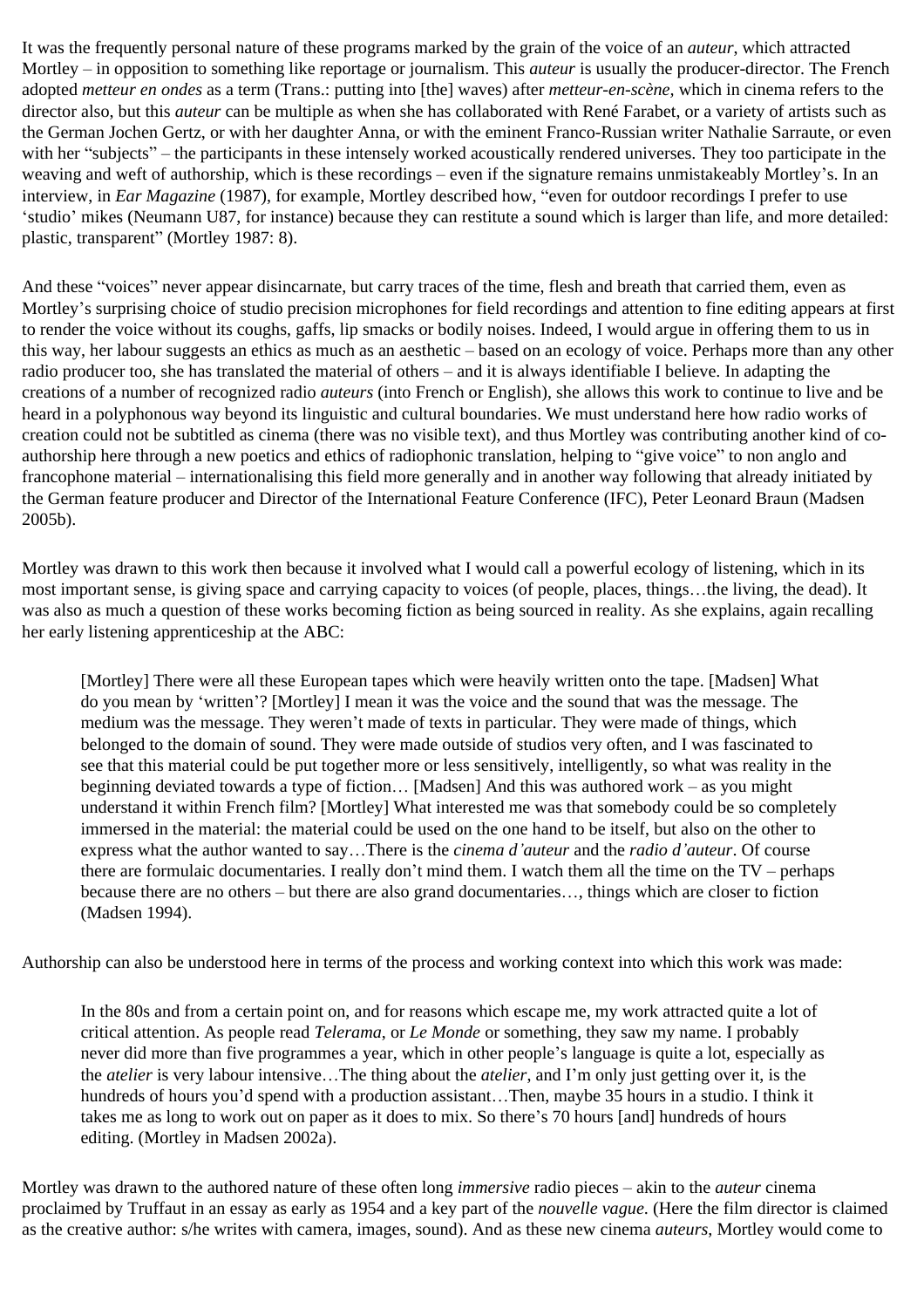It was the frequently personal nature of these programs marked by the grain of the voice of an *auteur*, which attracted Mortley – in opposition to something like reportage or journalism. This *auteur* is usually the producer-director. The French adopted *metteur en ondes* as a term (Trans.: putting into [the] waves) after *metteur-en-scène*, which in cinema refers to the director also, but this *auteur* can be multiple as when she has collaborated with René Farabet, or a variety of artists such as the German Jochen Gertz, or with her daughter Anna, or with the eminent Franco-Russian writer Nathalie Sarraute, or even with her "subjects" – the participants in these intensely worked acoustically rendered universes. They too participate in the weaving and weft of authorship, which is these recordings – even if the signature remains unmistakeably Mortley's. In an interview, in *Ear Magazine* (1987), for example, Mortley described how, "even for outdoor recordings I prefer to use 'studio' mikes (Neumann U87, for instance) because they can restitute a sound which is larger than life, and more detailed: plastic, transparent" (Mortley 1987: 8).

And these "voices" never appear disincarnate, but carry traces of the time, flesh and breath that carried them, even as Mortley's surprising choice of studio precision microphones for field recordings and attention to fine editing appears at first to render the voice without its coughs, gaffs, lip smacks or bodily noises. Indeed, I would argue in offering them to us in this way, her labour suggests an ethics as much as an aesthetic – based on an ecology of voice. Perhaps more than any other radio producer too, she has translated the material of others – and it is always identifiable I believe. In adapting the creations of a number of recognized radio *auteurs* (into French or English), she allows this work to continue to live and be heard in a polyphonous way beyond its linguistic and cultural boundaries. We must understand here how radio works of creation could not be subtitled as cinema (there was no visible text), and thus Mortley was contributing another kind of co-authorship here through a new poetics and ethics of radiophonic translation, helping to "give voice" to non anglo and francophone material – internationalising this field more generally and in another way following that already initiated by the German feature producer and Director of the International Feature Conference (IFC), Peter Leonard Braun (Madsen 2005b).

Mortley was drawn to this work then because it involved what I would call a powerful ecology of listening, which in its most important sense, is giving space and carrying capacity to voices (of people, places, things…the living, the dead). It was also as much a question of these works becoming fiction as being sourced in reality. As she explains, again recalling her early listening apprenticeship at the ABC:

> [Mortley] There were all these European tapes which were heavily written onto the tape. [Madsen] What do you mean by 'written'? [Mortley] I mean it was the voice and the sound that was the message. The medium was the message. They weren't made of texts in particular. They were made of things, which belonged to the domain of sound. They were made outside of studios very often, and I was fascinated to see that this material could be put together more or less sensitively, intelligently, so what was reality in the beginning deviated towards a type of fiction… [Madsen] And this was authored work – as you might understand it within French film? [Mortley] What interested me was that somebody could be so completely immersed in the material: the material could be used on the one hand to be itself, but also on the other to express what the author wanted to say…There is the *cinema d'auteur* and the *radio d'auteur*. Of course there are formulaic documentaries. I really don't mind them. I watch them all the time on the TV – perhaps because there are no others – but there are also grand documentaries…, things which are closer to fiction (Madsen 1994).

Authorship can also be understood here in terms of the process and working context into which this work was made:

> In the 80s and from a certain point on, and for reasons which escape me, my work attracted quite a lot of critical attention. As people read *Telerama*, or *Le Monde* or something, they saw my name. I probably never did more than five programmes a year, which in other people's language is quite a lot, especially as the *atelier* is very labour intensive…The thing about the *atelier*, and I'm only just getting over it, is the hundreds of hours you'd spend with a production assistant…Then, maybe 35 hours in a studio. I think it takes me as long to work out on paper as it does to mix. So there's 70 hours [and] hundreds of hours editing. (Mortley in Madsen 2002a).

Mortley was drawn to the authored nature of these often long *immersive* radio pieces – akin to the *auteur* cinema proclaimed by Truffaut in an essay as early as 1954 and a key part of the *nouvelle vague*. (Here the film director is claimed as the creative author: s/he writes with camera, images, sound). And as these new cinema *auteurs*, Mortley would come to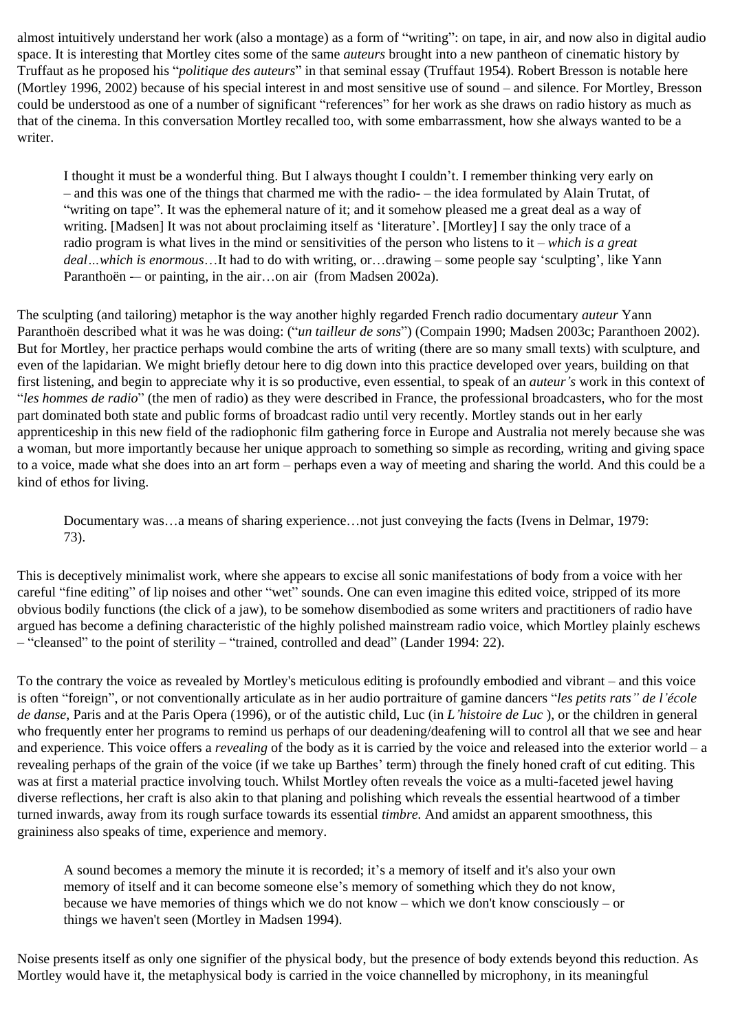almost intuitively understand her work (also a montage) as a form of "writing": on tape, in air, and now also in digital audio space. It is interesting that Mortley cites some of the same *auteurs* brought into a new pantheon of cinematic history by Truffaut as he proposed his "*politique des auteurs*" in that seminal essay (Truffaut 1954). Robert Bresson is notable here (Mortley 1996, 2002) because of his special interest in and most sensitive use of sound – and silence. For Mortley, Bresson could be understood as one of a number of significant "references" for her work as she draws on radio history as much as that of the cinema. In this conversation Mortley recalled too, with some embarrassment, how she always wanted to be a writer.

> I thought it must be a wonderful thing. But I always thought I couldn't. I remember thinking very early on – and this was one of the things that charmed me with the radio- – the idea formulated by Alain Trutat, of "writing on tape". It was the ephemeral nature of it; and it somehow pleased me a great deal as a way of writing. [Madsen] It was not about proclaiming itself as 'literature'. [Mortley] I say the only trace of a radio program is what lives in the mind or sensitivities of the person who listens to it – *which is a great deal…which is enormous*…It had to do with writing, or…drawing – some people say 'sculpting', like Yann Paranthoën -– or painting, in the air…on air (from Madsen 2002a).

The sculpting (and tailoring) metaphor is the way another highly regarded French radio documentary *auteur* Yann Paranthoën described what it was he was doing: ("*un tailleur de sons*") (Compain 1990; Madsen 2003c; Paranthoen 2002). But for Mortley, her practice perhaps would combine the arts of writing (there are so many small texts) with sculpture, and even of the lapidarian. We might briefly detour here to dig down into this practice developed over years, building on that first listening, and begin to appreciate why it is so productive, even essential, to speak of an *auteur's* work in this context of "*les hommes de radio*" (the men of radio) as they were described in France, the professional broadcasters, who for the most part dominated both state and public forms of broadcast radio until very recently. Mortley stands out in her early apprenticeship in this new field of the radiophonic film gathering force in Europe and Australia not merely because she was a woman, but more importantly because her unique approach to something so simple as recording, writing and giving space to a voice, made what she does into an art form – perhaps even a way of meeting and sharing the world. And this could be a kind of ethos for living.

> Documentary was…a means of sharing experience…not just conveying the facts (Ivens in Delmar, 1979: 73).

This is deceptively minimalist work, where she appears to excise all sonic manifestations of body from a voice with her careful "fine editing" of lip noises and other "wet" sounds. One can even imagine this edited voice, stripped of its more obvious bodily functions (the click of a jaw), to be somehow disembodied as some writers and practitioners of radio have argued has become a defining characteristic of the highly polished mainstream radio voice, which Mortley plainly eschews – "cleansed" to the point of sterility – "trained, controlled and dead" (Lander 1994: 22).

To the contrary the voice as revealed by Mortley's meticulous editing is profoundly embodied and vibrant – and this voice is often "foreign", or not conventionally articulate as in her audio portraiture of gamine dancers "*les petits rats" de l'école de danse*, Paris and at the Paris Opera (1996), or of the autistic child, Luc (in *L'histoire de Luc* ), or the children in general who frequently enter her programs to remind us perhaps of our deadening/deafening will to control all that we see and hear and experience. This voice offers a *revealing* of the body as it is carried by the voice and released into the exterior world – a revealing perhaps of the grain of the voice (if we take up Barthes' term) through the finely honed craft of cut editing. This was at first a material practice involving touch. Whilst Mortley often reveals the voice as a multi-faceted jewel having diverse reflections, her craft is also akin to that planing and polishing which reveals the essential heartwood of a timber turned inwards, away from its rough surface towards its essential *timbre.* And amidst an apparent smoothness, this graininess also speaks of time, experience and memory.

> A sound becomes a memory the minute it is recorded; it's a memory of itself and it's also your own memory of itself and it can become someone else's memory of something which they do not know, because we have memories of things which we do not know – which we don't know consciously – or things we haven't seen (Mortley in Madsen 1994).

Noise presents itself as only one signifier of the physical body, but the presence of body extends beyond this reduction. As Mortley would have it, the metaphysical body is carried in the voice channelled by microphony, in its meaningful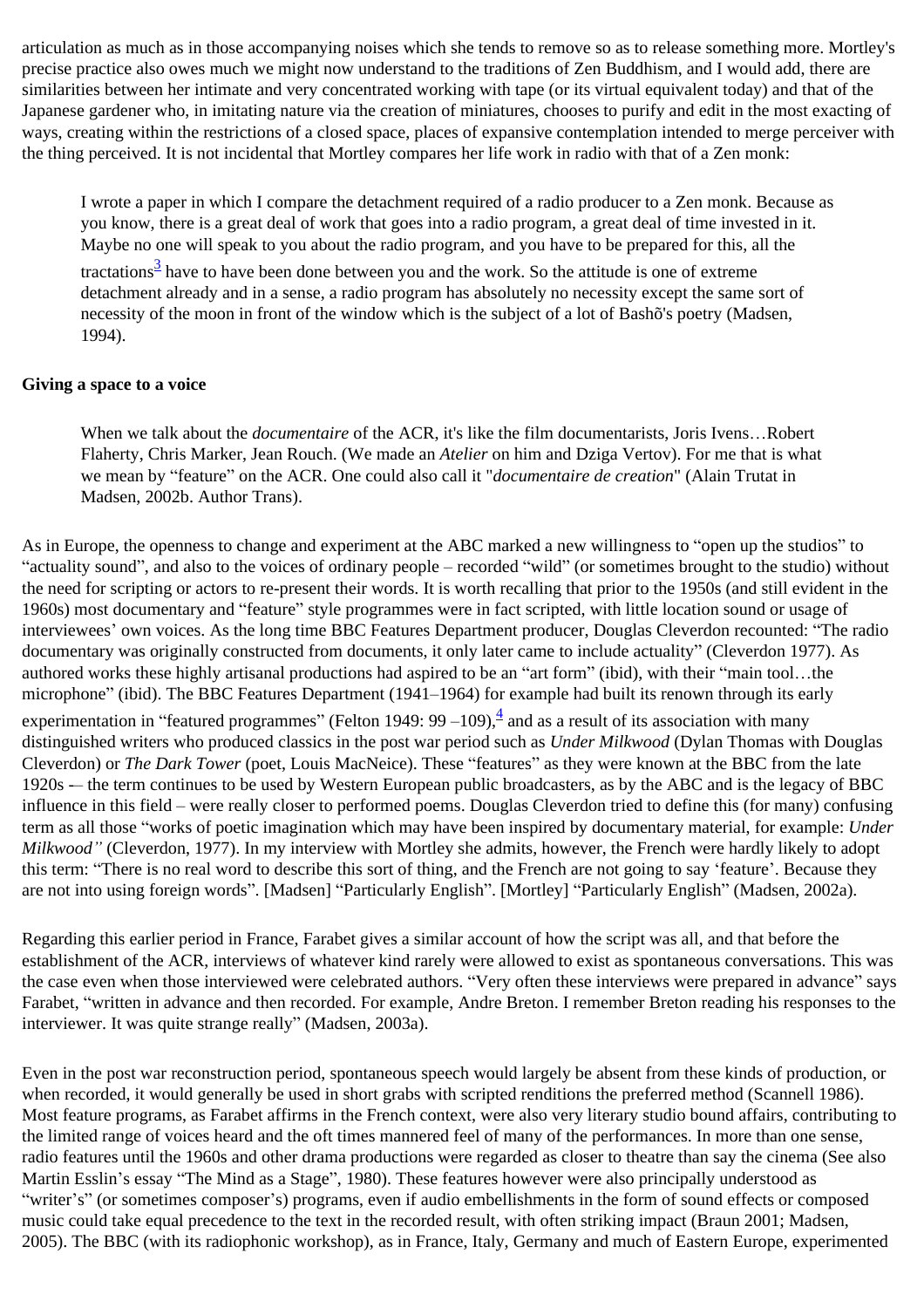articulation as much as in those accompanying noises which she tends to remove so as to release something more. Mortley's precise practice also owes much we might now understand to the traditions of Zen Buddhism, and I would add, there are similarities between her intimate and very concentrated working with tape (or its virtual equivalent today) and that of the Japanese gardener who, in imitating nature via the creation of miniatures, chooses to purify and edit in the most exacting of ways, creating within the restrictions of a closed space, places of expansive contemplation intended to merge perceiver with the thing perceived. It is not incidental that Mortley compares her life work in radio with that of a Zen monk:

> I wrote a paper in which I compare the detachment required of a radio producer to a Zen monk. Because as you know, there is a great deal of work that goes into a radio program, a great deal of time invested in it. Maybe no one will speak to you about the radio program, and you have to be prepared for this, all the tractations[3] have to have been done between you and the work. So the attitude is one of extreme detachment already and in a sense, a radio program has absolutely no necessity except the same sort of necessity of the moon in front of the window which is the subject of a lot of Bashõ's poetry (Madsen, 1994).

**Giving a space to a voice**

> When we talk about the *documentaire* of the ACR, it's like the film documentarists, Joris Ivens…Robert Flaherty, Chris Marker, Jean Rouch. (We made an *Atelier* on him and Dziga Vertov). For me that is what we mean by "feature" on the ACR. One could also call it "*documentaire de creation*" (Alain Trutat in Madsen, 2002b. Author Trans).

As in Europe, the openness to change and experiment at the ABC marked a new willingness to "open up the studios" to "actuality sound", and also to the voices of ordinary people – recorded "wild" (or sometimes brought to the studio) without the need for scripting or actors to re-present their words. It is worth recalling that prior to the 1950s (and still evident in the 1960s) most documentary and "feature" style programmes were in fact scripted, with little location sound or usage of interviewees' own voices. As the long time BBC Features Department producer, Douglas Cleverdon recounted: "The radio documentary was originally constructed from documents, it only later came to include actuality" (Cleverdon 1977). As authored works these highly artisanal productions had aspired to be an "art form" (ibid), with their "main tool…the microphone" (ibid). The BBC Features Department (1941–1964) for example had built its renown through its early experimentation in "featured programmes" (Felton 1949: 99 –109),[4] and as a result of its association with many distinguished writers who produced classics in the post war period such as *Under Milkwood* (Dylan Thomas with Douglas Cleverdon) or *The Dark Tower* (poet, Louis MacNeice). These "features" as they were known at the BBC from the late 1920s -– the term continues to be used by Western European public broadcasters, as by the ABC and is the legacy of BBC influence in this field – were really closer to performed poems. Douglas Cleverdon tried to define this (for many) confusing term as all those "works of poetic imagination which may have been inspired by documentary material, for example: *Under Milkwood"* (Cleverdon, 1977). In my interview with Mortley she admits, however, the French were hardly likely to adopt this term: "There is no real word to describe this sort of thing, and the French are not going to say 'feature'. Because they are not into using foreign words". [Madsen] "Particularly English". [Mortley] "Particularly English" (Madsen, 2002a).

Regarding this earlier period in France, Farabet gives a similar account of how the script was all, and that before the establishment of the ACR, interviews of whatever kind rarely were allowed to exist as spontaneous conversations. This was the case even when those interviewed were celebrated authors. "Very often these interviews were prepared in advance" says Farabet, "written in advance and then recorded. For example, Andre Breton. I remember Breton reading his responses to the interviewer. It was quite strange really" (Madsen, 2003a).

Even in the post war reconstruction period, spontaneous speech would largely be absent from these kinds of production, or when recorded, it would generally be used in short grabs with scripted renditions the preferred method (Scannell 1986). Most feature programs, as Farabet affirms in the French context, were also very literary studio bound affairs, contributing to the limited range of voices heard and the oft times mannered feel of many of the performances. In more than one sense, radio features until the 1960s and other drama productions were regarded as closer to theatre than say the cinema (See also Martin Esslin's essay "The Mind as a Stage", 1980). These features however were also principally understood as "writer's" (or sometimes composer's) programs, even if audio embellishments in the form of sound effects or composed music could take equal precedence to the text in the recorded result, with often striking impact (Braun 2001; Madsen, 2005). The BBC (with its radiophonic workshop), as in France, Italy, Germany and much of Eastern Europe, experimented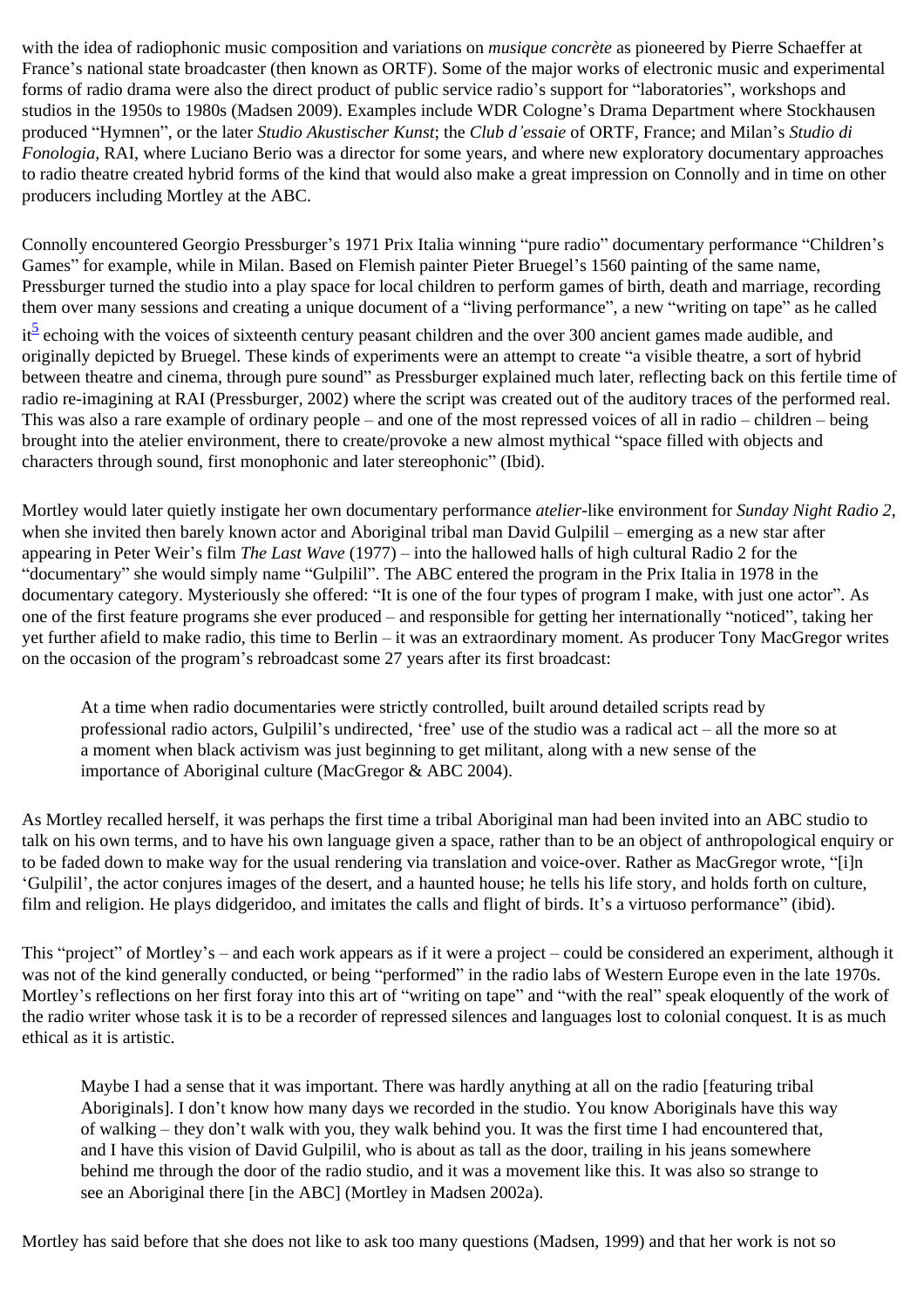with the idea of radiophonic music composition and variations on *musique concrète* as pioneered by Pierre Schaeffer at France's national state broadcaster (then known as ORTF). Some of the major works of electronic music and experimental forms of radio drama were also the direct product of public service radio's support for "laboratories", workshops and studios in the 1950s to 1980s (Madsen 2009). Examples include WDR Cologne's Drama Department where Stockhausen produced "Hymnen", or the later *Studio Akustischer Kunst*; the *Club d'essaie* of ORTF, France; and Milan's *Studio di Fonologia*, RAI, where Luciano Berio was a director for some years, and where new exploratory documentary approaches to radio theatre created hybrid forms of the kind that would also make a great impression on Connolly and in time on other producers including Mortley at the ABC.

Connolly encountered Georgio Pressburger's 1971 Prix Italia winning "pure radio" documentary performance "Children's Games" for example, while in Milan. Based on Flemish painter Pieter Bruegel's 1560 painting of the same name, Pressburger turned the studio into a play space for local children to perform games of birth, death and marriage, recording them over many sessions and creating a unique document of a "living performance", a new "writing on tape" as he called it[5] echoing with the voices of sixteenth century peasant children and the over 300 ancient games made audible, and originally depicted by Bruegel. These kinds of experiments were an attempt to create "a visible theatre, a sort of hybrid between theatre and cinema, through pure sound" as Pressburger explained much later, reflecting back on this fertile time of radio re-imagining at RAI (Pressburger, 2002) where the script was created out of the auditory traces of the performed real. This was also a rare example of ordinary people – and one of the most repressed voices of all in radio – children – being brought into the atelier environment, there to create/provoke a new almost mythical "space filled with objects and characters through sound, first monophonic and later stereophonic" (Ibid).

Mortley would later quietly instigate her own documentary performance *atelier*-like environment for *Sunday Night Radio 2*, when she invited then barely known actor and Aboriginal tribal man David Gulpilil – emerging as a new star after appearing in Peter Weir's film *The Last Wave* (1977) – into the hallowed halls of high cultural Radio 2 for the "documentary" she would simply name "Gulpilil". The ABC entered the program in the Prix Italia in 1978 in the documentary category. Mysteriously she offered: "It is one of the four types of program I make, with just one actor". As one of the first feature programs she ever produced – and responsible for getting her internationally "noticed", taking her yet further afield to make radio, this time to Berlin – it was an extraordinary moment. As producer Tony MacGregor writes on the occasion of the program's rebroadcast some 27 years after its first broadcast:

> At a time when radio documentaries were strictly controlled, built around detailed scripts read by professional radio actors, Gulpilil's undirected, 'free' use of the studio was a radical act – all the more so at a moment when black activism was just beginning to get militant, along with a new sense of the importance of Aboriginal culture (MacGregor & ABC 2004).

As Mortley recalled herself, it was perhaps the first time a tribal Aboriginal man had been invited into an ABC studio to talk on his own terms, and to have his own language given a space, rather than to be an object of anthropological enquiry or to be faded down to make way for the usual rendering via translation and voice-over. Rather as MacGregor wrote, "[i]n 'Gulpilil', the actor conjures images of the desert, and a haunted house; he tells his life story, and holds forth on culture, film and religion. He plays didgeridoo, and imitates the calls and flight of birds. It's a virtuoso performance" (ibid).

This "project" of Mortley's – and each work appears as if it were a project – could be considered an experiment, although it was not of the kind generally conducted, or being "performed" in the radio labs of Western Europe even in the late 1970s. Mortley's reflections on her first foray into this art of "writing on tape" and "with the real" speak eloquently of the work of the radio writer whose task it is to be a recorder of repressed silences and languages lost to colonial conquest. It is as much ethical as it is artistic.

> Maybe I had a sense that it was important. There was hardly anything at all on the radio [featuring tribal Aboriginals]. I don't know how many days we recorded in the studio. You know Aboriginals have this way of walking – they don't walk with you, they walk behind you. It was the first time I had encountered that, and I have this vision of David Gulpilil, who is about as tall as the door, trailing in his jeans somewhere behind me through the door of the radio studio, and it was a movement like this. It was also so strange to see an Aboriginal there [in the ABC] (Mortley in Madsen 2002a).

Mortley has said before that she does not like to ask too many questions (Madsen, 1999) and that her work is not so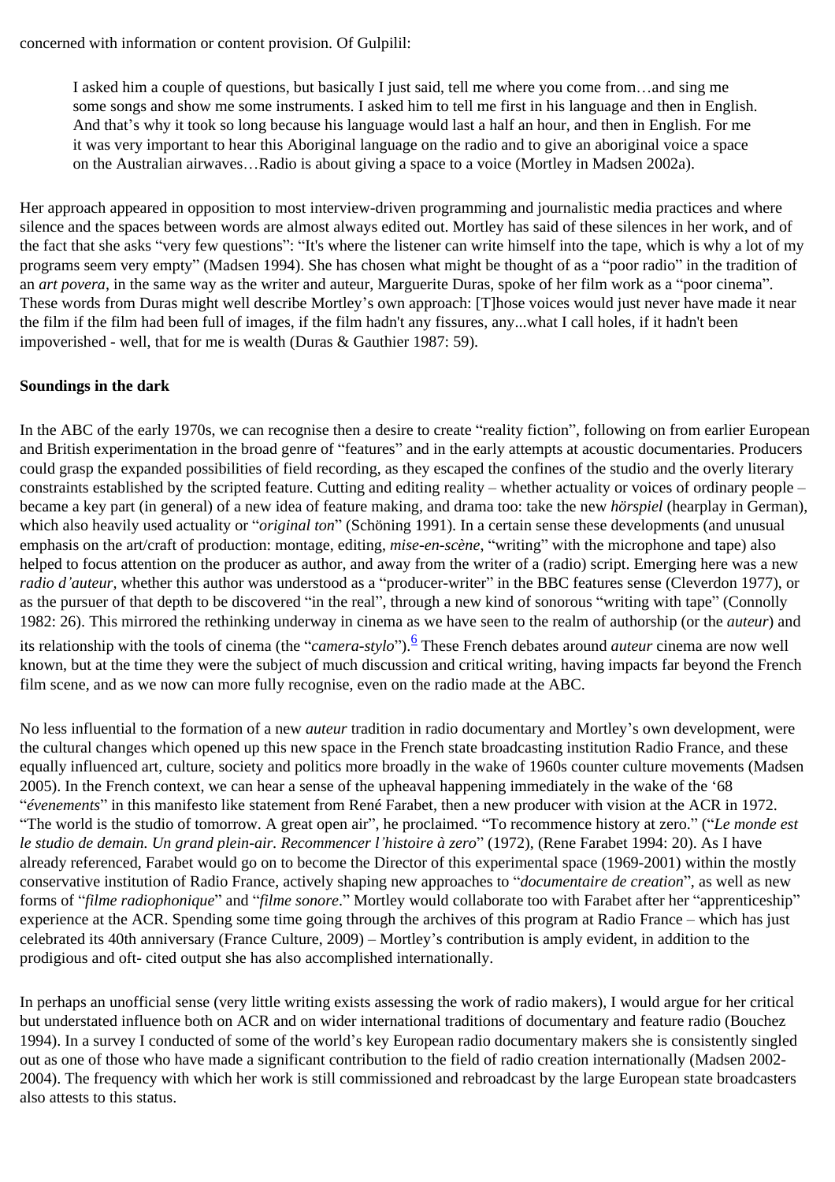concerned with information or content provision. Of Gulpilil:

> I asked him a couple of questions, but basically I just said, tell me where you come from…and sing me some songs and show me some instruments. I asked him to tell me first in his language and then in English. And that's why it took so long because his language would last a half an hour, and then in English. For me it was very important to hear this Aboriginal language on the radio and to give an aboriginal voice a space on the Australian airwaves…Radio is about giving a space to a voice (Mortley in Madsen 2002a).

Her approach appeared in opposition to most interview-driven programming and journalistic media practices and where silence and the spaces between words are almost always edited out. Mortley has said of these silences in her work, and of the fact that she asks "very few questions": "It's where the listener can write himself into the tape, which is why a lot of my programs seem very empty" (Madsen 1994). She has chosen what might be thought of as a "poor radio" in the tradition of an *art povera*, in the same way as the writer and auteur, Marguerite Duras, spoke of her film work as a "poor cinema". These words from Duras might well describe Mortley's own approach: [T]hose voices would just never have made it near the film if the film had been full of images, if the film hadn't any fissures, any...what I call holes, if it hadn't been impoverished - well, that for me is wealth (Duras & Gauthier 1987: 59).

**Soundings in the dark**

In the ABC of the early 1970s, we can recognise then a desire to create "reality fiction", following on from earlier European and British experimentation in the broad genre of "features" and in the early attempts at acoustic documentaries. Producers could grasp the expanded possibilities of field recording, as they escaped the confines of the studio and the overly literary constraints established by the scripted feature. Cutting and editing reality – whether actuality or voices of ordinary people – became a key part (in general) of a new idea of feature making, and drama too: take the new *hörspiel* (hearplay in German), which also heavily used actuality or "*original ton*" (Schöning 1991). In a certain sense these developments (and unusual emphasis on the art/craft of production: montage, editing, *mise-en-scène*, "writing" with the microphone and tape) also helped to focus attention on the producer as author, and away from the writer of a (radio) script. Emerging here was a new *radio d'auteur*, whether this author was understood as a "producer-writer" in the BBC features sense (Cleverdon 1977), or as the pursuer of that depth to be discovered "in the real", through a new kind of sonorous "writing with tape" (Connolly 1982: 26). This mirrored the rethinking underway in cinema as we have seen to the realm of authorship (or the *auteur*) and its relationship with the tools of cinema (the "*camera-stylo*").[6] These French debates around *auteur* cinema are now well known, but at the time they were the subject of much discussion and critical writing, having impacts far beyond the French film scene, and as we now can more fully recognise, even on the radio made at the ABC.

No less influential to the formation of a new *auteur* tradition in radio documentary and Mortley's own development, were the cultural changes which opened up this new space in the French state broadcasting institution Radio France, and these equally influenced art, culture, society and politics more broadly in the wake of 1960s counter culture movements (Madsen 2005). In the French context, we can hear a sense of the upheaval happening immediately in the wake of the '68 "*évenements*" in this manifesto like statement from René Farabet, then a new producer with vision at the ACR in 1972. "The world is the studio of tomorrow. A great open air", he proclaimed. "To recommence history at zero." ("*Le monde est le studio de demain. Un grand plein-air. Recommencer l'histoire à zero*" (1972), (Rene Farabet 1994: 20). As I have already referenced, Farabet would go on to become the Director of this experimental space (1969-2001) within the mostly conservative institution of Radio France, actively shaping new approaches to "*documentaire de creation*", as well as new forms of "*filme radiophonique*" and "*filme sonore*." Mortley would collaborate too with Farabet after her "apprenticeship" experience at the ACR. Spending some time going through the archives of this program at Radio France – which has just celebrated its 40th anniversary (France Culture, 2009) – Mortley's contribution is amply evident, in addition to the prodigious and oft- cited output she has also accomplished internationally.

In perhaps an unofficial sense (very little writing exists assessing the work of radio makers), I would argue for her critical but understated influence both on ACR and on wider international traditions of documentary and feature radio (Bouchez 1994). In a survey I conducted of some of the world's key European radio documentary makers she is consistently singled out as one of those who have made a significant contribution to the field of radio creation internationally (Madsen 2002-2004). The frequency with which her work is still commissioned and rebroadcast by the large European state broadcasters also attests to this status.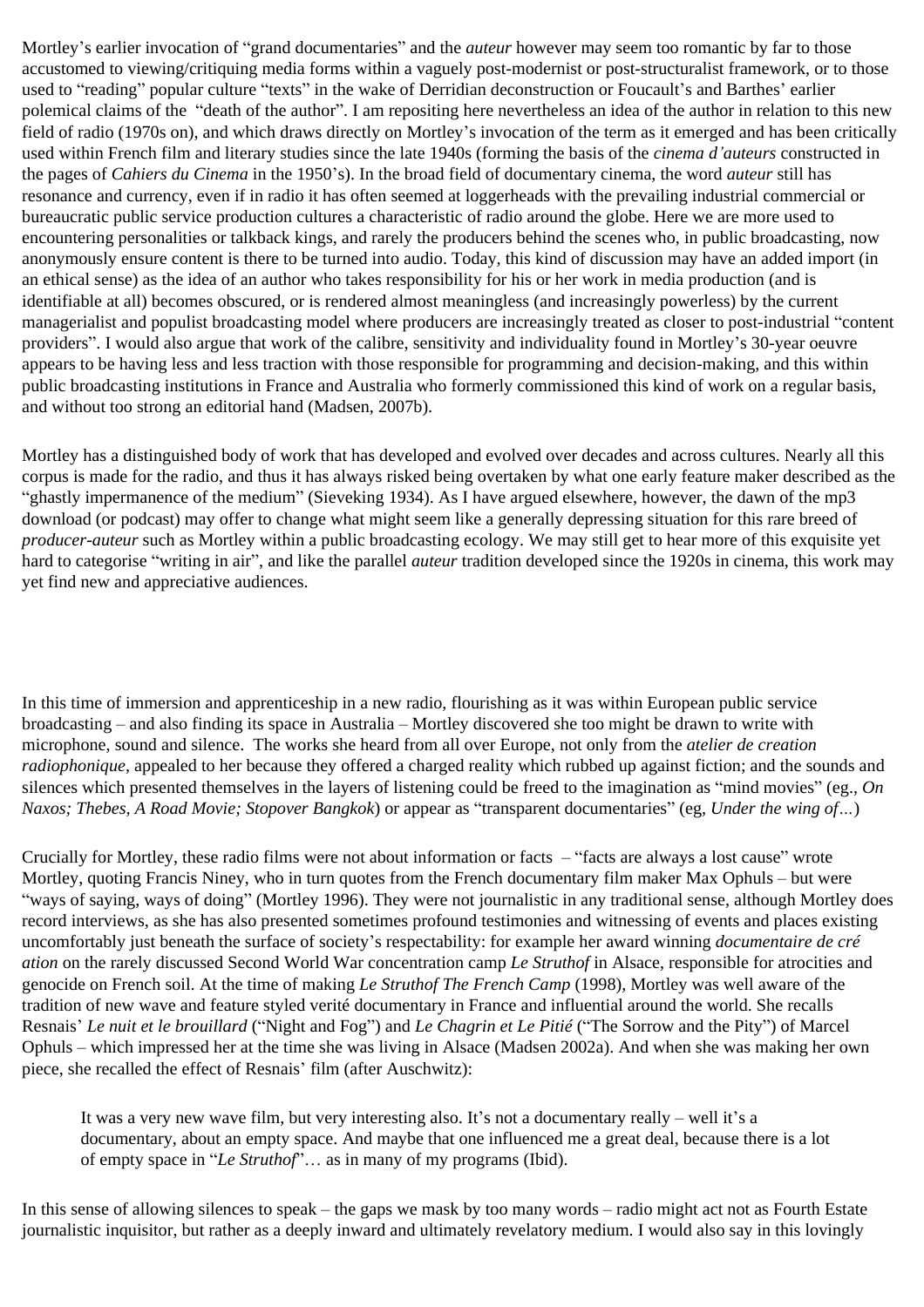Mortley's earlier invocation of "grand documentaries" and the *auteur* however may seem too romantic by far to those accustomed to viewing/critiquing media forms within a vaguely post-modernist or post-structuralist framework, or to those used to "reading" popular culture "texts" in the wake of Derridian deconstruction or Foucault's and Barthes' earlier polemical claims of the "death of the author". I am repositing here nevertheless an idea of the author in relation to this new field of radio (1970s on), and which draws directly on Mortley's invocation of the term as it emerged and has been critically used within French film and literary studies since the late 1940s (forming the basis of the *cinema d'auteurs* constructed in the pages of *Cahiers du Cinema* in the 1950's). In the broad field of documentary cinema, the word *auteur* still has resonance and currency, even if in radio it has often seemed at loggerheads with the prevailing industrial commercial or bureaucratic public service production cultures a characteristic of radio around the globe. Here we are more used to encountering personalities or talkback kings, and rarely the producers behind the scenes who, in public broadcasting, now anonymously ensure content is there to be turned into audio. Today, this kind of discussion may have an added import (in an ethical sense) as the idea of an author who takes responsibility for his or her work in media production (and is identifiable at all) becomes obscured, or is rendered almost meaningless (and increasingly powerless) by the current managerialist and populist broadcasting model where producers are increasingly treated as closer to post-industrial "content providers". I would also argue that work of the calibre, sensitivity and individuality found in Mortley's 30-year oeuvre appears to be having less and less traction with those responsible for programming and decision-making, and this within public broadcasting institutions in France and Australia who formerly commissioned this kind of work on a regular basis, and without too strong an editorial hand (Madsen, 2007b).

Mortley has a distinguished body of work that has developed and evolved over decades and across cultures. Nearly all this corpus is made for the radio, and thus it has always risked being overtaken by what one early feature maker described as the "ghastly impermanence of the medium" (Sieveking 1934). As I have argued elsewhere, however, the dawn of the mp3 download (or podcast) may offer to change what might seem like a generally depressing situation for this rare breed of *producer-auteur* such as Mortley within a public broadcasting ecology. We may still get to hear more of this exquisite yet hard to categorise "writing in air", and like the parallel *auteur* tradition developed since the 1920s in cinema, this work may yet find new and appreciative audiences.

In this time of immersion and apprenticeship in a new radio, flourishing as it was within European public service broadcasting – and also finding its space in Australia – Mortley discovered she too might be drawn to write with microphone, sound and silence. The works she heard from all over Europe, not only from the *atelier de creation radiophonique*, appealed to her because they offered a charged reality which rubbed up against fiction; and the sounds and silences which presented themselves in the layers of listening could be freed to the imagination as "mind movies" (eg., *On Naxos; Thebes, A Road Movie; Stopover Bangkok*) or appear as "transparent documentaries" (eg, *Under the wing of…*)

Crucially for Mortley, these radio films were not about information or facts – "facts are always a lost cause" wrote Mortley, quoting Francis Niney, who in turn quotes from the French documentary film maker Max Ophuls – but were "ways of saying, ways of doing" (Mortley 1996). They were not journalistic in any traditional sense, although Mortley does record interviews, as she has also presented sometimes profound testimonies and witnessing of events and places existing uncomfortably just beneath the surface of society's respectability: for example her award winning *documentaire de cré ation* on the rarely discussed Second World War concentration camp *Le Struthof* in Alsace, responsible for atrocities and genocide on French soil. At the time of making *Le Struthof The French Camp* (1998), Mortley was well aware of the tradition of new wave and feature styled verité documentary in France and influential around the world. She recalls Resnais' *Le nuit et le brouillard* ("Night and Fog") and *Le Chagrin et Le Pitié* ("The Sorrow and the Pity") of Marcel Ophuls – which impressed her at the time she was living in Alsace (Madsen 2002a). And when she was making her own piece, she recalled the effect of Resnais' film (after Auschwitz):

> It was a very new wave film, but very interesting also. It's not a documentary really – well it's a documentary, about an empty space. And maybe that one influenced me a great deal, because there is a lot of empty space in "*Le Struthof*"… as in many of my programs (Ibid).

In this sense of allowing silences to speak – the gaps we mask by too many words – radio might act not as Fourth Estate journalistic inquisitor, but rather as a deeply inward and ultimately revelatory medium. I would also say in this lovingly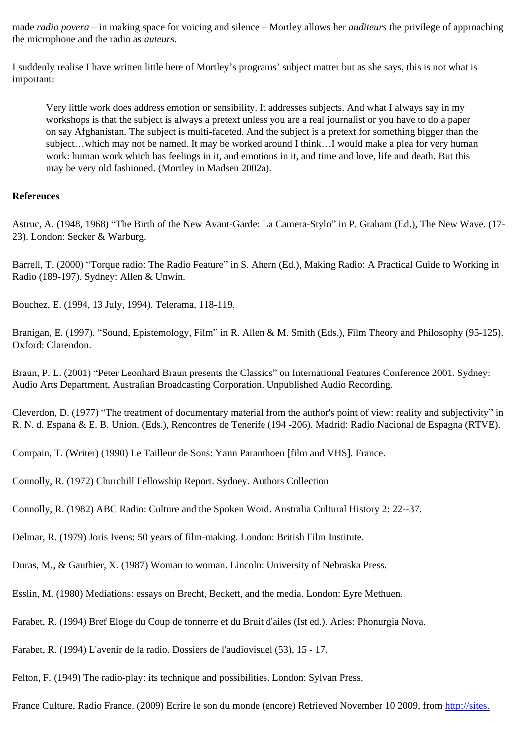made *radio povera* – in making space for voicing and silence – Mortley allows her *auditeurs* the privilege of approaching the microphone and the radio as *auteurs*.

I suddenly realise I have written little here of Mortley's programs' subject matter but as she says, this is not what is important:

> Very little work does address emotion or sensibility. It addresses subjects. And what I always say in my workshops is that the subject is always a pretext unless you are a real journalist or you have to do a paper on say Afghanistan. The subject is multi-faceted. And the subject is a pretext for something bigger than the subject…which may not be named. It may be worked around I think…I would make a plea for very human work: human work which has feelings in it, and emotions in it, and time and love, life and death. But this may be very old fashioned. (Mortley in Madsen 2002a).

**References**

Astruc, A. (1948, 1968) "The Birth of the New Avant-Garde: La Camera-Stylo" in P. Graham (Ed.), The New Wave. (17-23). London: Secker & Warburg.

Barrell, T. (2000) "Torque radio: The Radio Feature" in S. Ahern (Ed.), Making Radio: A Practical Guide to Working in Radio (189-197). Sydney: Allen & Unwin.

Bouchez, E. (1994, 13 July, 1994). Telerama, 118-119.

Branigan, E. (1997). "Sound, Epistemology, Film" in R. Allen & M. Smith (Eds.), Film Theory and Philosophy (95-125). Oxford: Clarendon.

Braun, P. L. (2001) "Peter Leonhard Braun presents the Classics" on International Features Conference 2001. Sydney: Audio Arts Department, Australian Broadcasting Corporation. Unpublished Audio Recording.

Cleverdon, D. (1977) "The treatment of documentary material from the author's point of view: reality and subjectivity" in R. N. d. Espana & E. B. Union. (Eds.), Rencontres de Tenerife (194 -206). Madrid: Radio Nacional de Espagna (RTVE).

Compain, T. (Writer) (1990) Le Tailleur de Sons: Yann Paranthoen [film and VHS]. France.

Connolly, R. (1972) Churchill Fellowship Report. Sydney. Authors Collection

Connolly, R. (1982) ABC Radio: Culture and the Spoken Word. Australia Cultural History 2: 22--37.

Delmar, R. (1979) Joris Ivens: 50 years of film-making. London: British Film Institute.

Duras, M., & Gauthier, X. (1987) Woman to woman. Lincoln: University of Nebraska Press.

Esslin, M. (1980) Mediations: essays on Brecht, Beckett, and the media. London: Eyre Methuen.

Farabet, R. (1994) Bref Eloge du Coup de tonnerre et du Bruit d'ailes (Ist ed.). Arles: Phonurgia Nova.

Farabet, R. (1994) L'avenir de la radio. Dossiers de l'audiovisuel (53), 15 - 17.

Felton, F. (1949) The radio-play: its technique and possibilities. London: Sylvan Press.

France Culture, Radio France. (2009) Ecrire le son du monde (encore) Retrieved November 10 2009, from http://sites.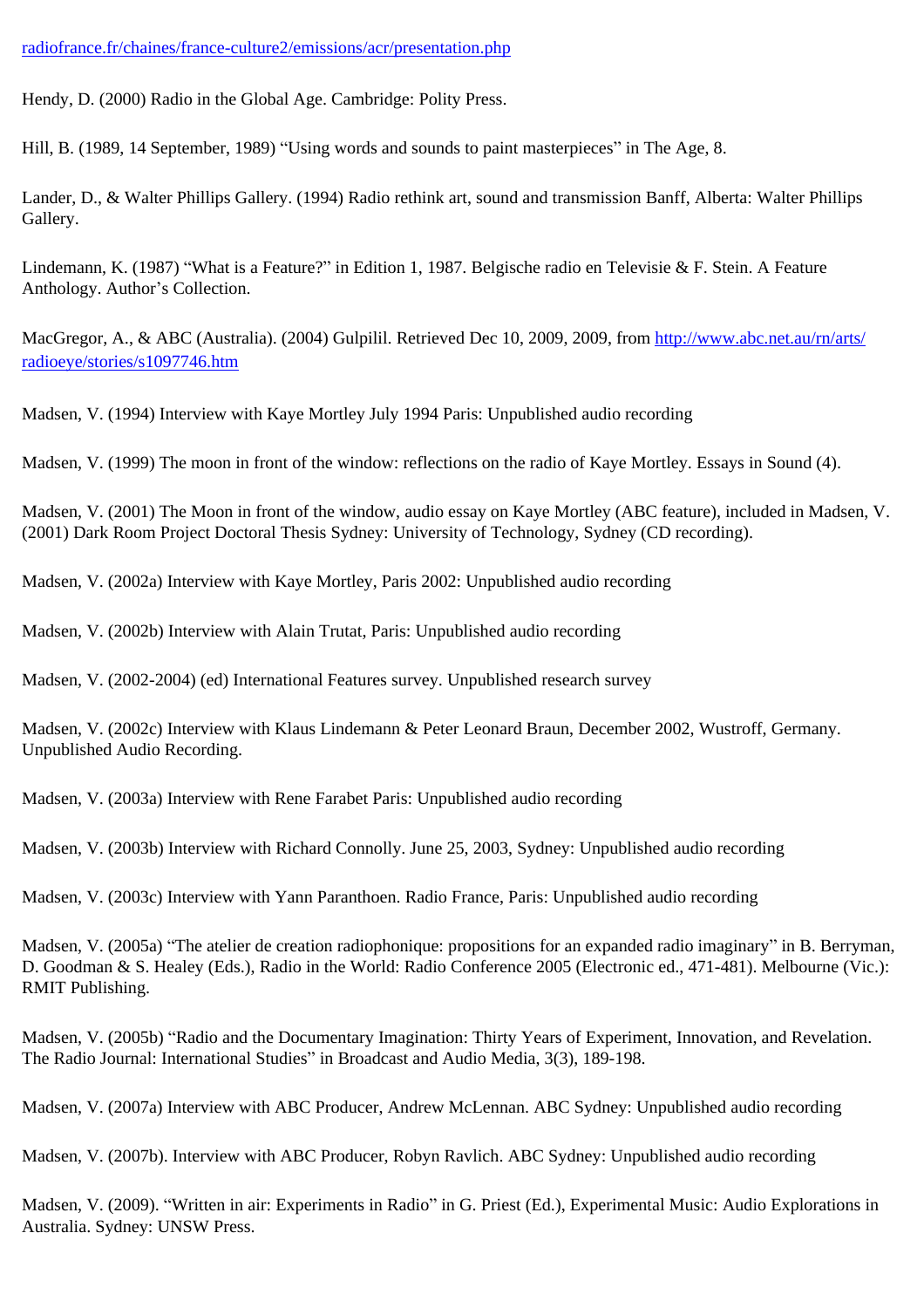radiofrance.fr/chaines/france-culture2/emissions/acr/presentation.php

Hendy, D. (2000) Radio in the Global Age. Cambridge: Polity Press.

Hill, B. (1989, 14 September, 1989) “Using words and sounds to paint masterpieces” in The Age, 8.

Lander, D., & Walter Phillips Gallery. (1994) Radio rethink art, sound and transmission Banff, Alberta: Walter Phillips Gallery.

Lindemann, K. (1987) “What is a Feature?” in Edition 1, 1987. Belgische radio en Televisie & F. Stein. A Feature Anthology. Author’s Collection.

MacGregor, A., & ABC (Australia). (2004) Gulpilil. Retrieved Dec 10, 2009, 2009, from http://www.abc.net.au/rn/arts/radioeye/stories/s1097746.htm

Madsen, V. (1994) Interview with Kaye Mortley July 1994 Paris: Unpublished audio recording

Madsen, V. (1999) The moon in front of the window: reflections on the radio of Kaye Mortley. Essays in Sound (4).

Madsen, V. (2001) The Moon in front of the window, audio essay on Kaye Mortley (ABC feature), included in Madsen, V. (2001) Dark Room Project Doctoral Thesis Sydney: University of Technology, Sydney (CD recording).

Madsen, V. (2002a) Interview with Kaye Mortley, Paris 2002: Unpublished audio recording

Madsen, V. (2002b) Interview with Alain Trutat, Paris: Unpublished audio recording

Madsen, V. (2002-2004) (ed) International Features survey. Unpublished research survey

Madsen, V. (2002c) Interview with Klaus Lindemann & Peter Leonard Braun, December 2002, Wustroff, Germany. Unpublished Audio Recording.

Madsen, V. (2003a) Interview with Rene Farabet Paris: Unpublished audio recording

Madsen, V. (2003b) Interview with Richard Connolly. June 25, 2003, Sydney: Unpublished audio recording

Madsen, V. (2003c) Interview with Yann Paranthoen. Radio France, Paris: Unpublished audio recording

Madsen, V. (2005a) “The atelier de creation radiophonique: propositions for an expanded radio imaginary” in B. Berryman, D. Goodman & S. Healey (Eds.), Radio in the World: Radio Conference 2005 (Electronic ed., 471-481). Melbourne (Vic.): RMIT Publishing.

Madsen, V. (2005b) “Radio and the Documentary Imagination: Thirty Years of Experiment, Innovation, and Revelation. The Radio Journal: International Studies” in Broadcast and Audio Media, 3(3), 189-198.

Madsen, V. (2007a) Interview with ABC Producer, Andrew McLennan. ABC Sydney: Unpublished audio recording

Madsen, V. (2007b). Interview with ABC Producer, Robyn Ravlich. ABC Sydney: Unpublished audio recording

Madsen, V. (2009). “Written in air: Experiments in Radio” in G. Priest (Ed.), Experimental Music: Audio Explorations in Australia. Sydney: UNSW Press.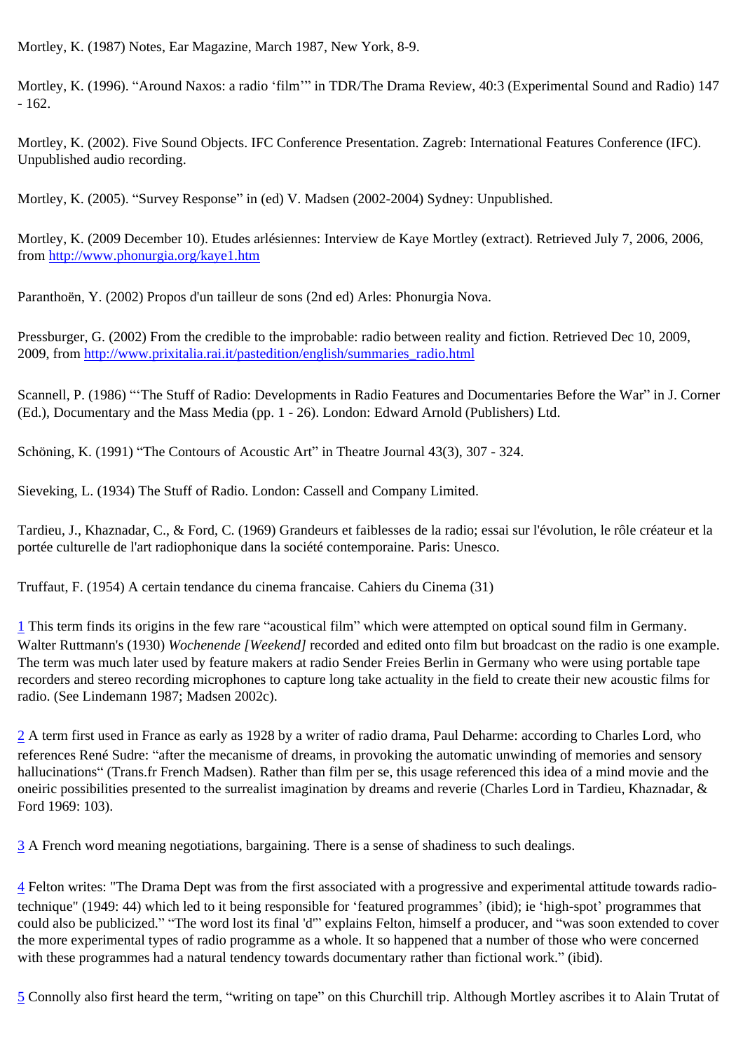Mortley, K. (1987) Notes, Ear Magazine, March 1987, New York, 8-9.

Mortley, K. (1996). “Around Naxos: a radio ‘film’” in TDR/The Drama Review, 40:3 (Experimental Sound and Radio) 147 - 162.

Mortley, K. (2002). Five Sound Objects. IFC Conference Presentation. Zagreb: International Features Conference (IFC). Unpublished audio recording.

Mortley, K. (2005). “Survey Response” in (ed) V. Madsen (2002-2004) Sydney: Unpublished.

Mortley, K. (2009 December 10). Etudes arlésiennes: Interview de Kaye Mortley (extract). Retrieved July 7, 2006, 2006, from [http://www.phonurgia.org/kaye1.htm](http://www.phonurgia.org/kaye1.htm)

Paranthoën, Y. (2002) Propos d'un tailleur de sons (2nd ed) Arles: Phonurgia Nova.

Pressburger, G. (2002) From the credible to the improbable: radio between reality and fiction. Retrieved Dec 10, 2009, 2009, from [http://www.prixitalia.rai.it/pastedition/english/summaries_radio.html](http://www.prixitalia.rai.it/pastedition/english/summaries_radio.html)

Scannell, P. (1986) “‘The Stuff of Radio: Developments in Radio Features and Documentaries Before the War” in J. Corner (Ed.), Documentary and the Mass Media (pp. 1 - 26). London: Edward Arnold (Publishers) Ltd.

Schöning, K. (1991) “The Contours of Acoustic Art” in Theatre Journal 43(3), 307 - 324.

Sieveking, L. (1934) The Stuff of Radio. London: Cassell and Company Limited.

Tardieu, J., Khaznadar, C., & Ford, C. (1969) Grandeurs et faiblesses de la radio; essai sur l'évolution, le rôle créateur et la portée culturelle de l'art radiophonique dans la société contemporaine. Paris: Unesco.

Truffaut, F. (1954) A certain tendance du cinema francaise. Cahiers du Cinema (31)

[1] This term finds its origins in the few rare “acoustical film” which were attempted on optical sound film in Germany. Walter Ruttmann's (1930) *Wochenende [Weekend]* recorded and edited onto film but broadcast on the radio is one example. The term was much later used by feature makers at radio Sender Freies Berlin in Germany who were using portable tape recorders and stereo recording microphones to capture long take actuality in the field to create their new acoustic films for radio. (See Lindemann 1987; Madsen 2002c).

[2] A term first used in France as early as 1928 by a writer of radio drama, Paul Deharme: according to Charles Lord, who references René Sudre: “after the mecanisme of dreams, in provoking the automatic unwinding of memories and sensory hallucinations“ (Trans.fr French Madsen). Rather than film per se, this usage referenced this idea of a mind movie and the oneiric possibilities presented to the surrealist imagination by dreams and reverie (Charles Lord in Tardieu, Khaznadar, & Ford 1969: 103).

[3] A French word meaning negotiations, bargaining. There is a sense of shadiness to such dealings.

[4] Felton writes: "The Drama Dept was from the first associated with a progressive and experimental attitude towards radio-technique" (1949: 44) which led to it being responsible for ‘featured programmes’ (ibid); ie ‘high-spot’ programmes that could also be publicized.” “The word lost its final 'd'” explains Felton, himself a producer, and “was soon extended to cover the more experimental types of radio programme as a whole. It so happened that a number of those who were concerned with these programmes had a natural tendency towards documentary rather than fictional work.” (ibid).

[5] Connolly also first heard the term, “writing on tape” on this Churchill trip. Although Mortley ascribes it to Alain Trutat of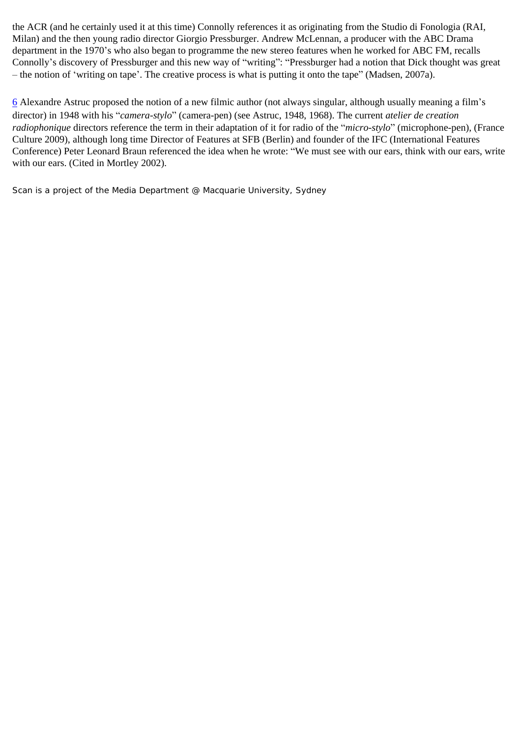the ACR (and he certainly used it at this time) Connolly references it as originating from the Studio di Fonologia (RAI, Milan) and the then young radio director Giorgio Pressburger. Andrew McLennan, a producer with the ABC Drama department in the 1970's who also began to programme the new stereo features when he worked for ABC FM, recalls Connolly's discovery of Pressburger and this new way of "writing": "Pressburger had a notion that Dick thought was great – the notion of 'writing on tape'. The creative process is what is putting it onto the tape" (Madsen, 2007a).

[6] Alexandre Astruc proposed the notion of a new filmic author (not always singular, although usually meaning a film's director) in 1948 with his "*camera-stylo*" (camera-pen) (see Astruc, 1948, 1968). The current *atelier de creation radiophonique* directors reference the term in their adaptation of it for radio of the "*micro-stylo*" (microphone-pen), (France Culture 2009), although long time Director of Features at SFB (Berlin) and founder of the IFC (International Features Conference) Peter Leonard Braun referenced the idea when he wrote: "We must see with our ears, think with our ears, write with our ears. (Cited in Mortley 2002).

Scan is a project of the Media Department @ Macquarie University, Sydney